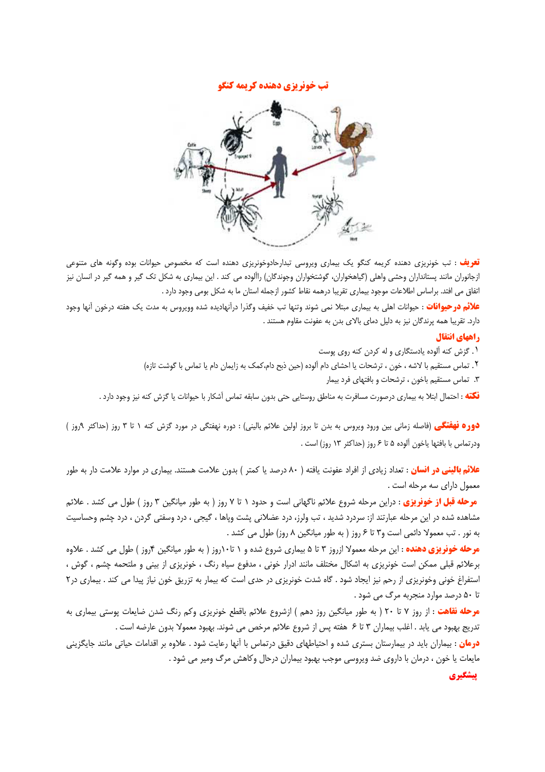# تب خونریزی دهنده کریمه کنگو

**تعریف** : تب خونریزی دهنده کریمه کنگو یک بیماری ویروسی تبدارحادوخونریزی دهنده است که مخصوص حیوانات بوده وگونه های متنوعی ازجانوران مانند پستانداران وحشی واهلی (گیاهخواران، گوشتخواران وجوندگان) راآلوده می کند . این بیماری به شکل تک گیر و همه گیر در انسان نیز اتفاق می افتد. براساس اطلاعات موجود بیماری تقریبا درهمه نقاط کشور ازجمله استان ما به شکل بومی وجود دارد .

**علائم درحیوانات** : حیوانات اهلی به بیماری مبتلا نمی شوند وتنها تب خفیف وگذرا درآنهادیده شده وویروس به مدت یک هفته درخون آنها وجود دارد. تقریبا همه پرندگان نیز به دلیل دمای بالای بدن به عفونت مقاوم هستند .

**راههای انتقال**

۱. گزش کنه آلوده یادستگاری و له کردن کنه روی پوست

۲. تماس مستقیم با لاشه ، خون ، ترشحات یا احشای دام آلوده (حین ذبح دام،کمک به زایمان دام یا تماس با گوشت تازه)

۳. تماس مستقیم باخون ، ترشحات و بافتهای فرد بیمار

**نکته** : احتمال ابتلا به بیماری درصورت مسافرت به مناطق روستایی حتی بدون سابقه تماس آشکار با حیوانات یا گزش کنه نیز وجود دارد .

**دوره نهفتگی** (فاصله زمانی بین ورود ویروس به بدن تا بروز اولین علائم بالینی) : دوره نهفتگی در مورد گزش کنه ۱ تا ۳ روز (حداکثر ۹روز ) ودرتماس با بافتها یاخون آلوده ۵ تا ۶ روز (حداکثر ۱۳ روز) است .

**علائم بالینی در انسان** : تعداد زیادی از افراد عفونت یافته ( ۸۰ درصد یا کمتر ) بدون علامت هستند. بیماری در موارد علامت دار به طور معمول دارای سه مرحله است .

**مرحله قبل از خونریزی** : دراین مرحله شروع علائم ناگهانی است و حدود ۱ تا ۷ روز ( به طور میانگین ۳ روز ) طول می کشد . علائم مشاهده شده در این مرحله عبارتند از: سردرد شدید ، تب ولرز، درد عضلانی پشت وپاها ، گیجی ، درد وسفتی گردن ، درد چشم وحساسیت به نور . تب معمولا دائمی است و۳ تا ۶ روز ( به طور میانگین ۸ روز) طول می کشد .

**مرحله خونریزی دهنده** : این مرحله معمولا ازروز ۳ تا ۵ بیماری شروع شده و ۱ تا۱۰روز ( به طور میانگین ۴روز ) طول می کشد . علاوه برعلائم قبلی ممکن است خونریزی به اشکال مختلف مانند ادرار خونی ، مدفوع سیاه رنگ ، خونریزی از بینی و ملتحمه چشم ، گوش ، استفراغ خونی وخونریزی از رحم نیز ایجاد شود . گاه شدت خونریزی در حدی است که بیمار به تزریق خون نیاز پیدا می کند . بیماری در۲ تا ۵۰ درصد موارد منجربه مرگ می شود .

**مرحله نقاهت** : از روز ۷ تا ۲۰ ( به طور میانگین روز دهم ) ازشروع علائم باقطع خونریزی وکم رنگ شدن ضایعات پوستی بیماری به تدریج بهبود می یابد . اغلب بیماران ۳ تا ۶ هفته پس از شروع علائم مرخص می شوند. بهبود معمولا بدون عارضه است .

**درمان** : بیماران باید در بیمارستان بستری شده و احتیاطهای دقیق درتماس با آنها رعایت شود . علاوه بر اقدامات حیاتی مانند جایگزینی مایعات یا خون ، درمان با داروی ضد ویروسی موجب بهبود بیماران درحال وکاهش مرگ ومیر می شود .

**پیشگیری**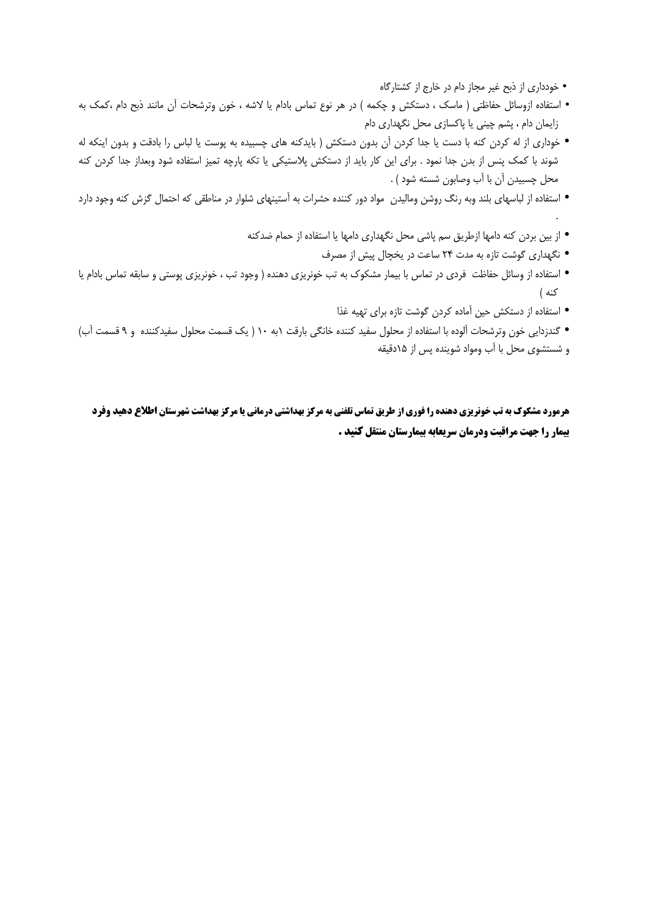- خودداری از ذبح غیر مجاز دام در خارج از کشتارگاه
- استفاده ازوسائل حفاظتی ( ماسک ، دستکش و چکمه ) در هر نوع تماس بادام یا لاشه ، خون وترشحات آن مانند ذبح دام ،کمک به زایمان دام ، پشم چینی یا پاکسازی محل نگهداری دام
- خوداری از له کردن کنه با دست یا جدا کردن آن بدون دستکش ( بایدکنه های چسبیده به پوست یا لباس را بادقت و بدون اینکه له شوند با کمک پنس از بدن جدا نمود . برای این کار باید از دستکش پلاستیکی یا تکه پارچه تمیز استفاده شود وبعداز جدا کردن کنه محل چسبیدن آن با آب وصابون شسته شود ) .
- استفاده از لباسهای بلند وبه رنگ روشن ومالیدن مواد دور کننده حشرات به آستینهای شلوار در مناطقی که احتمال گزش کنه وجود دارد .
- از بین بردن کنه دامها ازطریق سم پاشی محل نگهداری دامها یا استفاده از حمام ضدکنه
- نگهداری گوشت تازه به مدت ۲۴ ساعت در یخچال پیش از مصرف
- استفاده از وسائل حفاظت فردی در تماس با بیمار مشکوک به تب خونریزی دهنده ( وجود تب ، خونریزی پوستی و سابقه تماس بادام یا کنه )
- استفاده از دستکش حین آماده کردن گوشت تازه برای تهیه غذا
- گندزدایی خون وترشحات آلوده با استفاده از محلول سفید کننده خانگی بارقت ۱به ۱۰ ( یک قسمت محلول سفیدکننده و ۹ قسمت آب) و شستشوی محل با آب ومواد شوینده پس از ۱۵دقیقه

**هرمورد مشکوک به تب خونریزی دهنده را فوری از طریق تماس تلفنی به مرکز بهداشتی درمانی یا مرکز بهداشت شهرستان اطلاع دهید وفرد بیمار را جهت مراقبت ودرمان سریعابه بیمارستان منتقل کنید .**